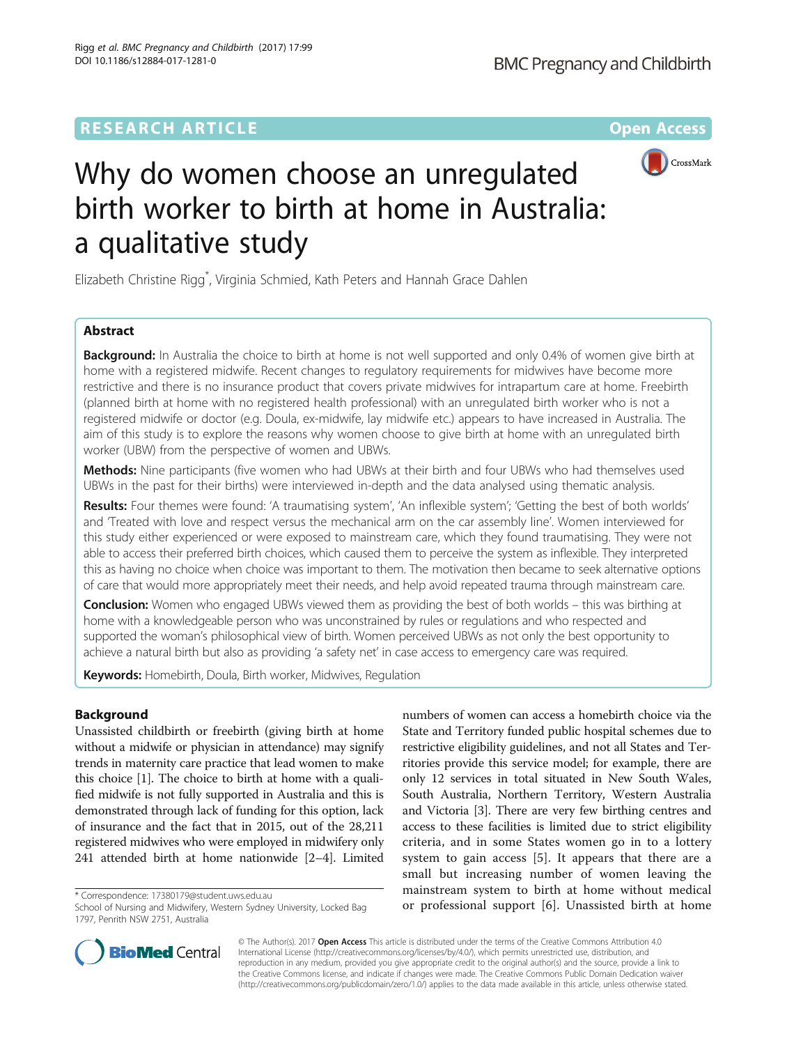RESEARCH ARTICLE

Open Access

# Why do women choose an unregulated birth worker to birth at home in Australia: a qualitative study

Elizabeth Christine Rigg*, Virginia Schmied, Kath Peters and Hannah Grace Dahlen

## Abstract

**Background:** In Australia the choice to birth at home is not well supported and only 0.4% of women give birth at home with a registered midwife. Recent changes to regulatory requirements for midwives have become more restrictive and there is no insurance product that covers private midwives for intrapartum care at home. Freebirth (planned birth at home with no registered health professional) with an unregulated birth worker who is not a registered midwife or doctor (e.g. Doula, ex-midwife, lay midwife etc.) appears to have increased in Australia. The aim of this study is to explore the reasons why women choose to give birth at home with an unregulated birth worker (UBW) from the perspective of women and UBWs.

**Methods:** Nine participants (five women who had UBWs at their birth and four UBWs who had themselves used UBWs in the past for their births) were interviewed in-depth and the data analysed using thematic analysis.

**Results:** Four themes were found: 'A traumatising system', 'An inflexible system'; 'Getting the best of both worlds' and 'Treated with love and respect versus the mechanical arm on the car assembly line'. Women interviewed for this study either experienced or were exposed to mainstream care, which they found traumatising. They were not able to access their preferred birth choices, which caused them to perceive the system as inflexible. They interpreted this as having no choice when choice was important to them. The motivation then became to seek alternative options of care that would more appropriately meet their needs, and help avoid repeated trauma through mainstream care.

**Conclusion:** Women who engaged UBWs viewed them as providing the best of both worlds – this was birthing at home with a knowledgeable person who was unconstrained by rules or regulations and who respected and supported the woman's philosophical view of birth. Women perceived UBWs as not only the best opportunity to achieve a natural birth but also as providing 'a safety net' in case access to emergency care was required.

**Keywords:** Homebirth, Doula, Birth worker, Midwives, Regulation

## Background

Unassisted childbirth or freebirth (giving birth at home without a midwife or physician in attendance) may signify trends in maternity care practice that lead women to make this choice [1]. The choice to birth at home with a qualified midwife is not fully supported in Australia and this is demonstrated through lack of funding for this option, lack of insurance and the fact that in 2015, out of the 28,211 registered midwives who were employed in midwifery only 241 attended birth at home nationwide [2–4]. Limited numbers of women can access a homebirth choice via the State and Territory funded public hospital schemes due to restrictive eligibility guidelines, and not all States and Territories provide this service model; for example, there are only 12 services in total situated in New South Wales, South Australia, Northern Territory, Western Australia and Victoria [3]. There are very few birthing centres and access to these facilities is limited due to strict eligibility criteria, and in some States women go in to a lottery system to gain access [5]. It appears that there are a small but increasing number of women leaving the mainstream system to birth at home without medical or professional support [6]. Unassisted birth at home

\* Correspondence: 17380179@student.uws.edu.au
School of Nursing and Midwifery, Western Sydney University, Locked Bag 1797, Penrith NSW 2751, Australia

© The Author(s). 2017 **Open Access** This article is distributed under the terms of the Creative Commons Attribution 4.0 International License (http://creativecommons.org/licenses/by/4.0/), which permits unrestricted use, distribution, and reproduction in any medium, provided you give appropriate credit to the original author(s) and the source, provide a link to the Creative Commons license, and indicate if changes were made. The Creative Commons Public Domain Dedication waiver (http://creativecommons.org/publicdomain/zero/1.0/) applies to the data made available in this article, unless otherwise stated.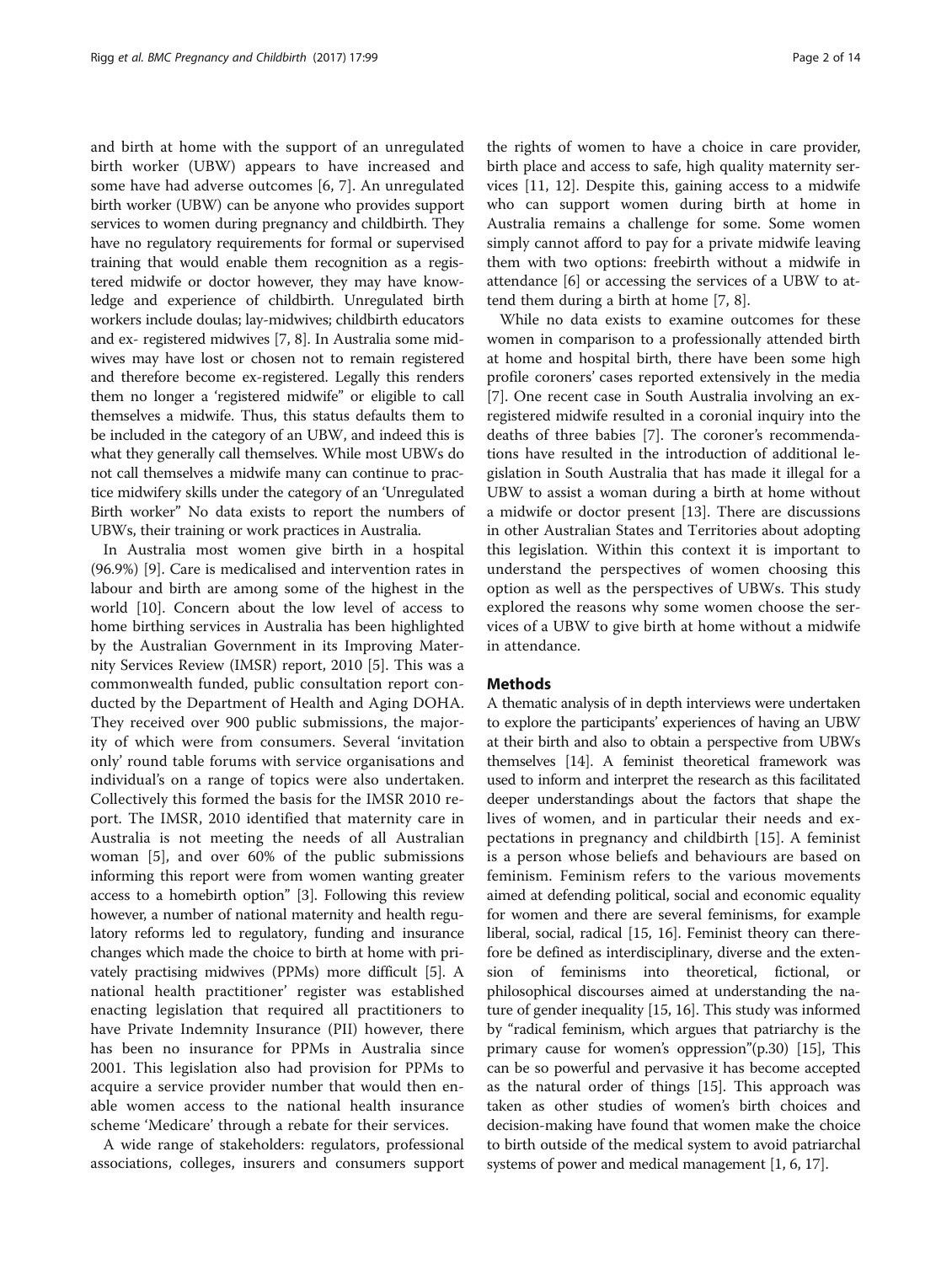and birth at home with the support of an unregulated birth worker (UBW) appears to have increased and some have had adverse outcomes [6, 7]. An unregulated birth worker (UBW) can be anyone who provides support services to women during pregnancy and childbirth. They have no regulatory requirements for formal or supervised training that would enable them recognition as a registered midwife or doctor however, they may have knowledge and experience of childbirth. Unregulated birth workers include doulas; lay-midwives; childbirth educators and ex- registered midwives [7, 8]. In Australia some midwives may have lost or chosen not to remain registered and therefore become ex-registered. Legally this renders them no longer a 'registered midwife" or eligible to call themselves a midwife. Thus, this status defaults them to be included in the category of an UBW, and indeed this is what they generally call themselves. While most UBWs do not call themselves a midwife many can continue to practice midwifery skills under the category of an 'Unregulated Birth worker" No data exists to report the numbers of UBWs, their training or work practices in Australia.

In Australia most women give birth in a hospital (96.9%) [9]. Care is medicalised and intervention rates in labour and birth are among some of the highest in the world [10]. Concern about the low level of access to home birthing services in Australia has been highlighted by the Australian Government in its Improving Maternity Services Review (IMSR) report, 2010 [5]. This was a commonwealth funded, public consultation report conducted by the Department of Health and Aging DOHA. They received over 900 public submissions, the majority of which were from consumers. Several 'invitation only' round table forums with service organisations and individual's on a range of topics were also undertaken. Collectively this formed the basis for the IMSR 2010 report. The IMSR, 2010 identified that maternity care in Australia is not meeting the needs of all Australian woman [5], and over 60% of the public submissions informing this report were from women wanting greater access to a homebirth option" [3]. Following this review however, a number of national maternity and health regulatory reforms led to regulatory, funding and insurance changes which made the choice to birth at home with privately practising midwives (PPMs) more difficult [5]. A national health practitioner' register was established enacting legislation that required all practitioners to have Private Indemnity Insurance (PII) however, there has been no insurance for PPMs in Australia since 2001. This legislation also had provision for PPMs to acquire a service provider number that would then enable women access to the national health insurance scheme 'Medicare' through a rebate for their services.

A wide range of stakeholders: regulators, professional associations, colleges, insurers and consumers support the rights of women to have a choice in care provider, birth place and access to safe, high quality maternity services [11, 12]. Despite this, gaining access to a midwife who can support women during birth at home in Australia remains a challenge for some. Some women simply cannot afford to pay for a private midwife leaving them with two options: freebirth without a midwife in attendance [6] or accessing the services of a UBW to attend them during a birth at home [7, 8].

While no data exists to examine outcomes for these women in comparison to a professionally attended birth at home and hospital birth, there have been some high profile coroners' cases reported extensively in the media [7]. One recent case in South Australia involving an ex-registered midwife resulted in a coronial inquiry into the deaths of three babies [7]. The coroner's recommendations have resulted in the introduction of additional legislation in South Australia that has made it illegal for a UBW to assist a woman during a birth at home without a midwife or doctor present [13]. There are discussions in other Australian States and Territories about adopting this legislation. Within this context it is important to understand the perspectives of women choosing this option as well as the perspectives of UBWs. This study explored the reasons why some women choose the services of a UBW to give birth at home without a midwife in attendance.

## Methods

A thematic analysis of in depth interviews were undertaken to explore the participants' experiences of having an UBW at their birth and also to obtain a perspective from UBWs themselves [14]. A feminist theoretical framework was used to inform and interpret the research as this facilitated deeper understandings about the factors that shape the lives of women, and in particular their needs and expectations in pregnancy and childbirth [15]. A feminist is a person whose beliefs and behaviours are based on feminism. Feminism refers to the various movements aimed at defending political, social and economic equality for women and there are several feminisms, for example liberal, social, radical [15, 16]. Feminist theory can therefore be defined as interdisciplinary, diverse and the extension of feminisms into theoretical, fictional, or philosophical discourses aimed at understanding the nature of gender inequality [15, 16]. This study was informed by "radical feminism, which argues that patriarchy is the primary cause for women's oppression"(p.30) [15], This can be so powerful and pervasive it has become accepted as the natural order of things [15]. This approach was taken as other studies of women's birth choices and decision-making have found that women make the choice to birth outside of the medical system to avoid patriarchal systems of power and medical management [1, 6, 17].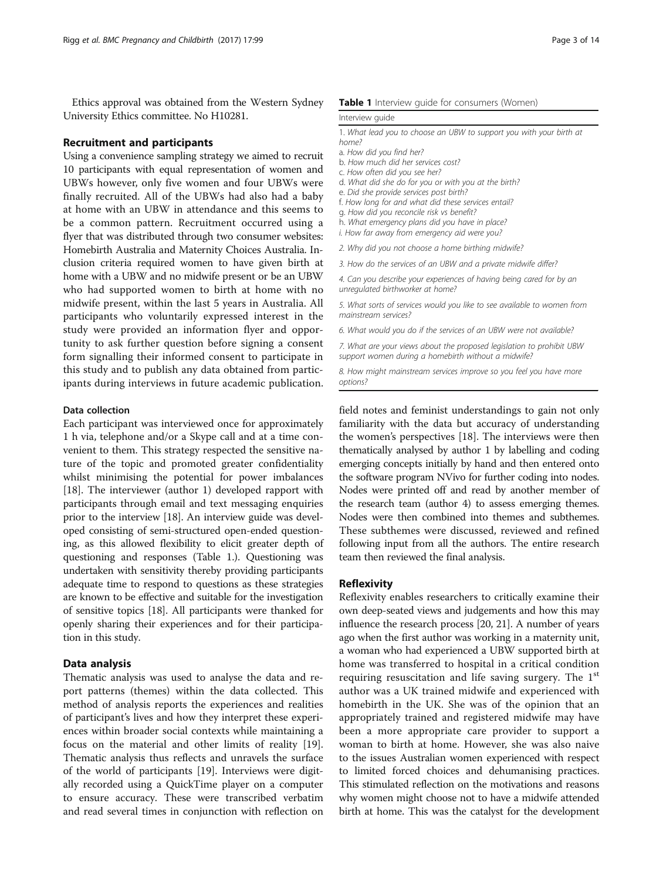Ethics approval was obtained from the Western Sydney University Ethics committee. No H10281.

## Recruitment and participants

Using a convenience sampling strategy we aimed to recruit 10 participants with equal representation of women and UBWs however, only five women and four UBWs were finally recruited. All of the UBWs had also had a baby at home with an UBW in attendance and this seems to be a common pattern. Recruitment occurred using a flyer that was distributed through two consumer websites: Homebirth Australia and Maternity Choices Australia. Inclusion criteria required women to have given birth at home with a UBW and no midwife present or be an UBW who had supported women to birth at home with no midwife present, within the last 5 years in Australia. All participants who voluntarily expressed interest in the study were provided an information flyer and opportunity to ask further question before signing a consent form signalling their informed consent to participate in this study and to publish any data obtained from participants during interviews in future academic publication.

### Data collection

Each participant was interviewed once for approximately 1 h via, telephone and/or a Skype call and at a time convenient to them. This strategy respected the sensitive nature of the topic and promoted greater confidentiality whilst minimising the potential for power imbalances [18]. The interviewer (author 1) developed rapport with participants through email and text messaging enquiries prior to the interview [18]. An interview guide was developed consisting of semi-structured open-ended questioning, as this allowed flexibility to elicit greater depth of questioning and responses (Table 1.). Questioning was undertaken with sensitivity thereby providing participants adequate time to respond to questions as these strategies are known to be effective and suitable for the investigation of sensitive topics [18]. All participants were thanked for openly sharing their experiences and for their participation in this study.

**Table 1** Interview guide for consumers (Women)

| Interview guide |
| --- |
| *1. What lead you to choose an UBW to support you with your birth at home?*<br>*a. How did you find her?*<br>*b. How much did her services cost?*<br>*c. How often did you see her?*<br>*d. What did she do for you or with you at the birth?*<br>*e. Did she provide services post birth?*<br>*f. How long for and what did these services entail?*<br>*g. How did you reconcile risk vs benefit?*<br>*h. What emergency plans did you have in place?*<br>*i. How far away from emergency aid were you?* |
| *2. Why did you not choose a home birthing midwife?* |
| *3. How do the services of an UBW and a private midwife differ?* |
| *4. Can you describe your experiences of having being cared for by an unregulated birthworker at home?* |
| *5. What sorts of services would you like to see available to women from mainstream services?* |
| *6. What would you do if the services of an UBW were not available?* |
| *7. What are your views about the proposed legislation to prohibit UBW support women during a homebirth without a midwife?* |
| *8. How might mainstream services improve so you feel you have more options?* |

## Data analysis

Thematic analysis was used to analyse the data and report patterns (themes) within the data collected. This method of analysis reports the experiences and realities of participant's lives and how they interpret these experiences within broader social contexts while maintaining a focus on the material and other limits of reality [19]. Thematic analysis thus reflects and unravels the surface of the world of participants [19]. Interviews were digitally recorded using a QuickTime player on a computer to ensure accuracy. These were transcribed verbatim and read several times in conjunction with reflection on field notes and feminist understandings to gain not only familiarity with the data but accuracy of understanding the women's perspectives [18]. The interviews were then thematically analysed by author 1 by labelling and coding emerging concepts initially by hand and then entered onto the software program NVivo for further coding into nodes. Nodes were printed off and read by another member of the research team (author 4) to assess emerging themes. Nodes were then combined into themes and subthemes. These subthemes were discussed, reviewed and refined following input from all the authors. The entire research team then reviewed the final analysis.

## Reflexivity

Reflexivity enables researchers to critically examine their own deep-seated views and judgements and how this may influence the research process [20, 21]. A number of years ago when the first author was working in a maternity unit, a woman who had experienced a UBW supported birth at home was transferred to hospital in a critical condition requiring resuscitation and life saving surgery. The 1st author was a UK trained midwife and experienced with homebirth in the UK. She was of the opinion that an appropriately trained and registered midwife may have been a more appropriate care provider to support a woman to birth at home. However, she was also naive to the issues Australian women experienced with respect to limited forced choices and dehumanising practices. This stimulated reflection on the motivations and reasons why women might choose not to have a midwife attended birth at home. This was the catalyst for the development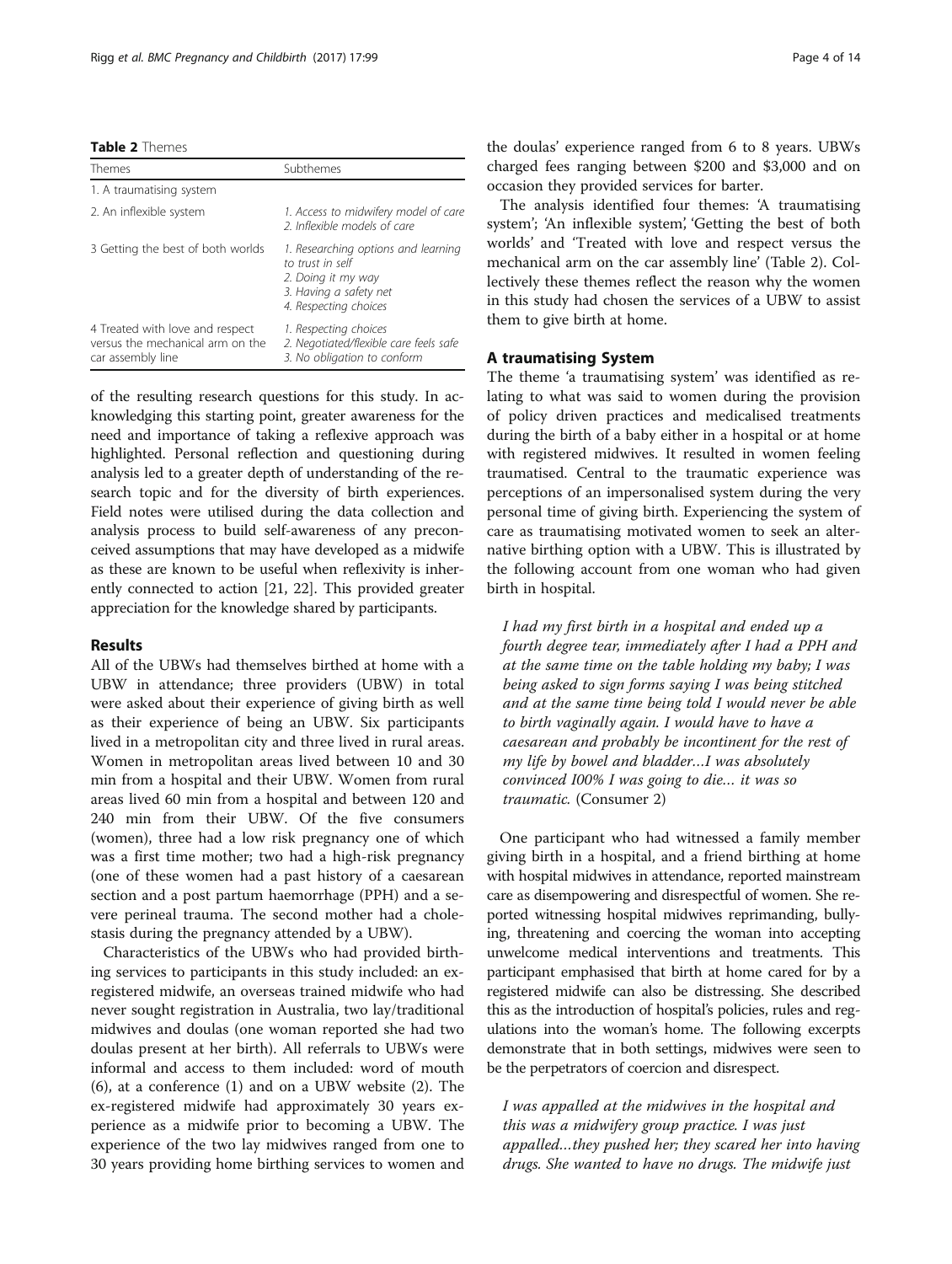**Table 2** Themes

| Themes | Subthemes |
| --- | --- |
| 1. A traumatising system | |
| 2. An inflexible system | 1. Access to midwifery model of care<br>2. Inflexible models of care |
| 3 Getting the best of both worlds | 1. Researching options and learning to trust in self<br>2. Doing it my way<br>3. Having a safety net<br>4. Respecting choices |
| 4 Treated with love and respect versus the mechanical arm on the car assembly line | 1. Respecting choices<br>2. Negotiated/flexible care feels safe<br>3. No obligation to conform |

of the resulting research questions for this study. In acknowledging this starting point, greater awareness for the need and importance of taking a reflexive approach was highlighted. Personal reflection and questioning during analysis led to a greater depth of understanding of the research topic and for the diversity of birth experiences. Field notes were utilised during the data collection and analysis process to build self-awareness of any preconceived assumptions that may have developed as a midwife as these are known to be useful when reflexivity is inherently connected to action [21, 22]. This provided greater appreciation for the knowledge shared by participants.

## Results

All of the UBWs had themselves birthed at home with a UBW in attendance; three providers (UBW) in total were asked about their experience of giving birth as well as their experience of being an UBW. Six participants lived in a metropolitan city and three lived in rural areas. Women in metropolitan areas lived between 10 and 30 min from a hospital and their UBW. Women from rural areas lived 60 min from a hospital and between 120 and 240 min from their UBW. Of the five consumers (women), three had a low risk pregnancy one of which was a first time mother; two had a high-risk pregnancy (one of these women had a past history of a caesarean section and a post partum haemorrhage (PPH) and a severe perineal trauma. The second mother had a cholestasis during the pregnancy attended by a UBW).

Characteristics of the UBWs who had provided birthing services to participants in this study included: an ex-registered midwife, an overseas trained midwife who had never sought registration in Australia, two lay/traditional midwives and doulas (one woman reported she had two doulas present at her birth). All referrals to UBWs were informal and access to them included: word of mouth (6), at a conference (1) and on a UBW website (2). The ex-registered midwife had approximately 30 years experience as a midwife prior to becoming a UBW. The experience of the two lay midwives ranged from one to 30 years providing home birthing services to women and the doulas' experience ranged from 6 to 8 years. UBWs charged fees ranging between \$200 and \$3,000 and on occasion they provided services for barter.

The analysis identified four themes: 'A traumatising system'; 'An inflexible system', 'Getting the best of both worlds' and 'Treated with love and respect versus the mechanical arm on the car assembly line' (Table 2). Collectively these themes reflect the reason why the women in this study had chosen the services of a UBW to assist them to give birth at home.

### A traumatising System

The theme 'a traumatising system' was identified as relating to what was said to women during the provision of policy driven practices and medicalised treatments during the birth of a baby either in a hospital or at home with registered midwives. It resulted in women feeling traumatised. Central to the traumatic experience was perceptions of an impersonalised system during the very personal time of giving birth. Experiencing the system of care as traumatising motivated women to seek an alternative birthing option with a UBW. This is illustrated by the following account from one woman who had given birth in hospital.

> *I had my first birth in a hospital and ended up a fourth degree tear, immediately after I had a PPH and at the same time on the table holding my baby; I was being asked to sign forms saying I was being stitched and at the same time being told I would never be able to birth vaginally again. I would have to have a caesarean and probably be incontinent for the rest of my life by bowel and bladder…I was absolutely convinced I00% I was going to die… it was so traumatic.* (Consumer 2)

One participant who had witnessed a family member giving birth in a hospital, and a friend birthing at home with hospital midwives in attendance, reported mainstream care as disempowering and disrespectful of women. She reported witnessing hospital midwives reprimanding, bullying, threatening and coercing the woman into accepting unwelcome medical interventions and treatments. This participant emphasised that birth at home cared for by a registered midwife can also be distressing. She described this as the introduction of hospital's policies, rules and regulations into the woman's home. The following excerpts demonstrate that in both settings, midwives were seen to be the perpetrators of coercion and disrespect.

> *I was appalled at the midwives in the hospital and this was a midwifery group practice. I was just appalled…they pushed her; they scared her into having drugs. She wanted to have no drugs. The midwife just*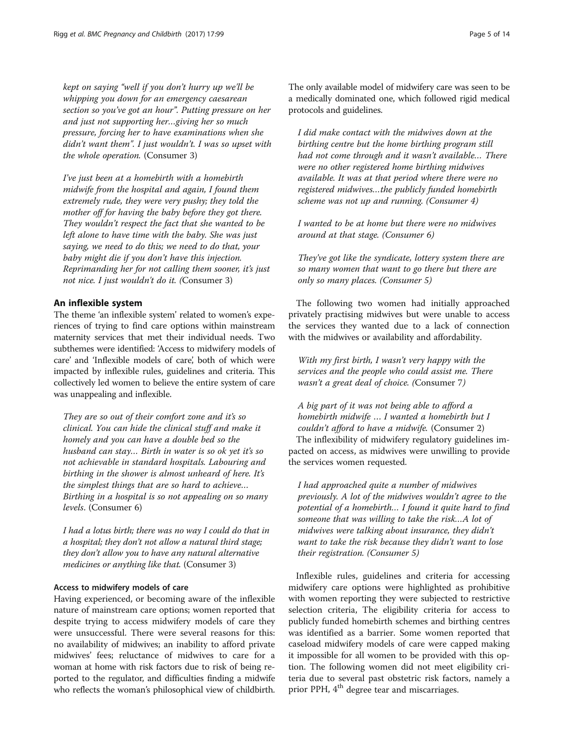*kept on saying "well if you don't hurry up we'll be whipping you down for an emergency caesarean section so you've got an hour". Putting pressure on her and just not supporting her…giving her so much pressure, forcing her to have examinations when she didn't want them". I just wouldn't. I was so upset with the whole operation.* (Consumer 3)

*I've just been at a homebirth with a homebirth midwife from the hospital and again, I found them extremely rude, they were very pushy; they told the mother off for having the baby before they got there. They wouldn't respect the fact that she wanted to be left alone to have time with the baby. She was just saying, we need to do this; we need to do that, your baby might die if you don't have this injection. Reprimanding her for not calling them sooner, it's just not nice. I just wouldn't do it.* (Consumer 3)

## An inflexible system

The theme 'an inflexible system' related to women's experiences of trying to find care options within mainstream maternity services that met their individual needs. Two subthemes were identified: 'Access to midwifery models of care' and 'Inflexible models of care', both of which were impacted by inflexible rules, guidelines and criteria. This collectively led women to believe the entire system of care was unappealing and inflexible.

*They are so out of their comfort zone and it's so clinical. You can hide the clinical stuff and make it homely and you can have a double bed so the husband can stay… Birth in water is so ok yet it's so not achievable in standard hospitals. Labouring and birthing in the shower is almost unheard of here. It's the simplest things that are so hard to achieve… Birthing in a hospital is so not appealing on so many levels*. (Consumer 6)

*I had a lotus birth; there was no way I could do that in a hospital; they don't not allow a natural third stage; they don't allow you to have any natural alternative medicines or anything like that.* (Consumer 3)

### Access to midwifery models of care

Having experienced, or becoming aware of the inflexible nature of mainstream care options; women reported that despite trying to access midwifery models of care they were unsuccessful. There were several reasons for this: no availability of midwives; an inability to afford private midwives' fees; reluctance of midwives to care for a woman at home with risk factors due to risk of being reported to the regulator, and difficulties finding a midwife who reflects the woman's philosophical view of childbirth. The only available model of midwifery care was seen to be a medically dominated one, which followed rigid medical protocols and guidelines.

*I did make contact with the midwives down at the birthing centre but the home birthing program still had not come through and it wasn't available… There were no other registered home birthing midwives available. It was at that period where there were no registered midwives…the publicly funded homebirth scheme was not up and running. (Consumer 4)*

*I wanted to be at home but there were no midwives around at that stage. (Consumer 6)*

*They've got like the syndicate, lottery system there are so many women that want to go there but there are only so many places. (Consumer 5)*

The following two women had initially approached privately practising midwives but were unable to access the services they wanted due to a lack of connection with the midwives or availability and affordability.

*With my first birth, I wasn't very happy with the services and the people who could assist me. There wasn't a great deal of choice. (*Consumer 7*)*

*A big part of it was not being able to afford a homebirth midwife … I wanted a homebirth but I couldn't afford to have a midwife.* (Consumer 2)

The inflexibility of midwifery regulatory guidelines impacted on access, as midwives were unwilling to provide the services women requested.

*I had approached quite a number of midwives previously. A lot of the midwives wouldn't agree to the potential of a homebirth… I found it quite hard to find someone that was willing to take the risk…A lot of midwives were talking about insurance, they didn't want to take the risk because they didn't want to lose their registration. (Consumer 5)*

Inflexible rules, guidelines and criteria for accessing midwifery care options were highlighted as prohibitive with women reporting they were subjected to restrictive selection criteria, The eligibility criteria for access to publicly funded homebirth schemes and birthing centres was identified as a barrier. Some women reported that caseload midwifery models of care were capped making it impossible for all women to be provided with this option. The following women did not meet eligibility criteria due to several past obstetric risk factors, namely a prior PPH, 4$^{th}$ degree tear and miscarriages.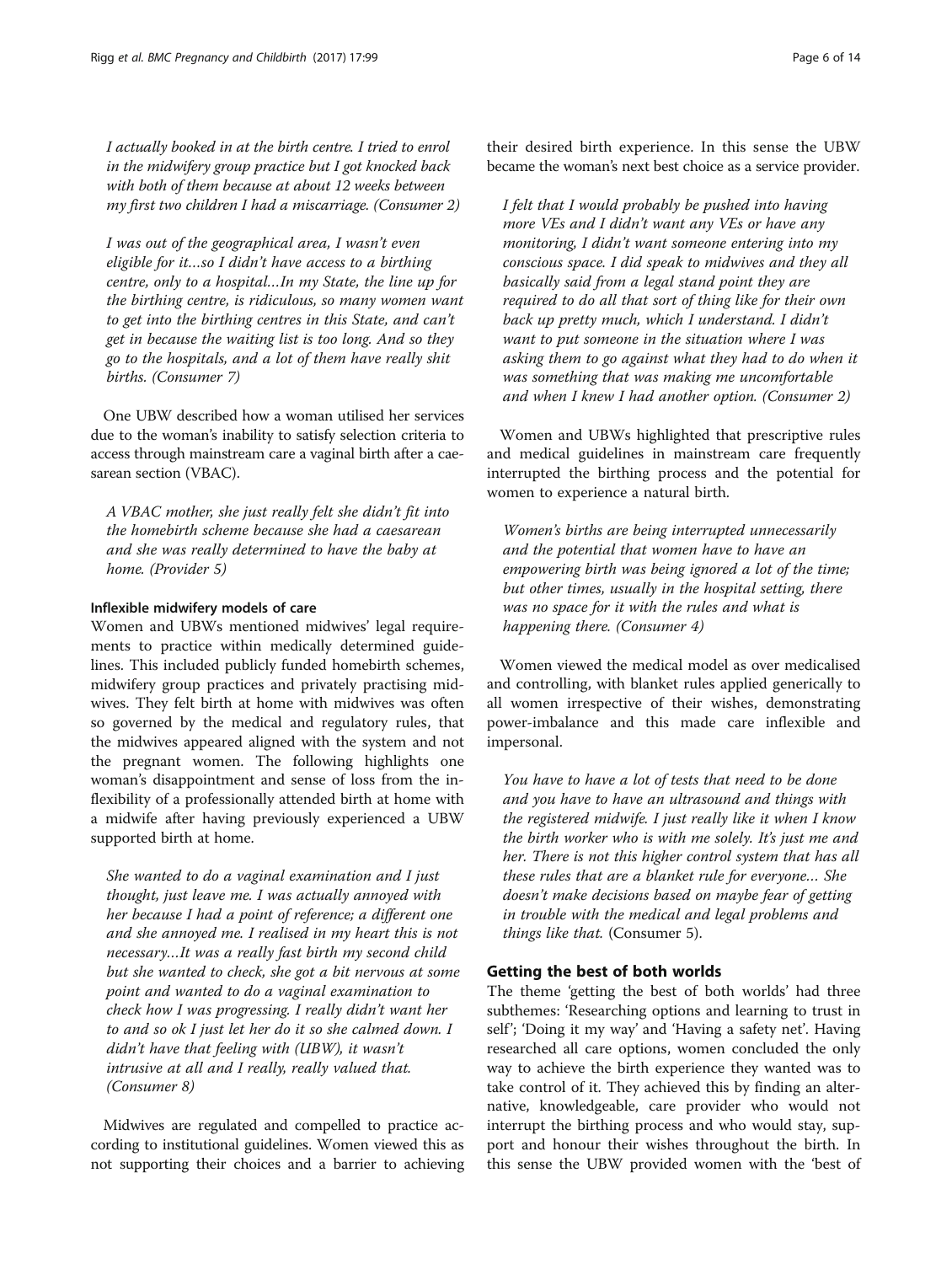*I actually booked in at the birth centre. I tried to enrol in the midwifery group practice but I got knocked back with both of them because at about 12 weeks between my first two children I had a miscarriage. (Consumer 2)*

*I was out of the geographical area, I wasn't even eligible for it…so I didn't have access to a birthing centre, only to a hospital…In my State, the line up for the birthing centre, is ridiculous, so many women want to get into the birthing centres in this State, and can't get in because the waiting list is too long. And so they go to the hospitals, and a lot of them have really shit births. (Consumer 7)*

One UBW described how a woman utilised her services due to the woman's inability to satisfy selection criteria to access through mainstream care a vaginal birth after a caesarean section (VBAC).

*A VBAC mother, she just really felt she didn't fit into the homebirth scheme because she had a caesarean and she was really determined to have the baby at home. (Provider 5)*

#### Inflexible midwifery models of care

Women and UBWs mentioned midwives' legal requirements to practice within medically determined guidelines. This included publicly funded homebirth schemes, midwifery group practices and privately practising midwives. They felt birth at home with midwives was often so governed by the medical and regulatory rules, that the midwives appeared aligned with the system and not the pregnant women. The following highlights one woman's disappointment and sense of loss from the inflexibility of a professionally attended birth at home with a midwife after having previously experienced a UBW supported birth at home.

*She wanted to do a vaginal examination and I just thought, just leave me. I was actually annoyed with her because I had a point of reference; a different one and she annoyed me. I realised in my heart this is not necessary…It was a really fast birth my second child but she wanted to check, she got a bit nervous at some point and wanted to do a vaginal examination to check how I was progressing. I really didn't want her to and so ok I just let her do it so she calmed down. I didn't have that feeling with (UBW), it wasn't intrusive at all and I really, really valued that. (Consumer 8)*

Midwives are regulated and compelled to practice according to institutional guidelines. Women viewed this as not supporting their choices and a barrier to achieving their desired birth experience. In this sense the UBW became the woman's next best choice as a service provider.

*I felt that I would probably be pushed into having more VEs and I didn't want any VEs or have any monitoring, I didn't want someone entering into my conscious space. I did speak to midwives and they all basically said from a legal stand point they are required to do all that sort of thing like for their own back up pretty much, which I understand. I didn't want to put someone in the situation where I was asking them to go against what they had to do when it was something that was making me uncomfortable and when I knew I had another option. (Consumer 2)*

Women and UBWs highlighted that prescriptive rules and medical guidelines in mainstream care frequently interrupted the birthing process and the potential for women to experience a natural birth.

*Women's births are being interrupted unnecessarily and the potential that women have to have an empowering birth was being ignored a lot of the time; but other times, usually in the hospital setting, there was no space for it with the rules and what is happening there. (Consumer 4)*

Women viewed the medical model as over medicalised and controlling, with blanket rules applied generically to all women irrespective of their wishes, demonstrating power-imbalance and this made care inflexible and impersonal.

*You have to have a lot of tests that need to be done and you have to have an ultrasound and things with the registered midwife. I just really like it when I know the birth worker who is with me solely. It's just me and her. There is not this higher control system that has all these rules that are a blanket rule for everyone… She doesn't make decisions based on maybe fear of getting in trouble with the medical and legal problems and things like that.* (Consumer 5).

### Getting the best of both worlds

The theme 'getting the best of both worlds' had three subthemes: 'Researching options and learning to trust in self'; 'Doing it my way' and 'Having a safety net'. Having researched all care options, women concluded the only way to achieve the birth experience they wanted was to take control of it. They achieved this by finding an alternative, knowledgeable, care provider who would not interrupt the birthing process and who would stay, support and honour their wishes throughout the birth. In this sense the UBW provided women with the 'best of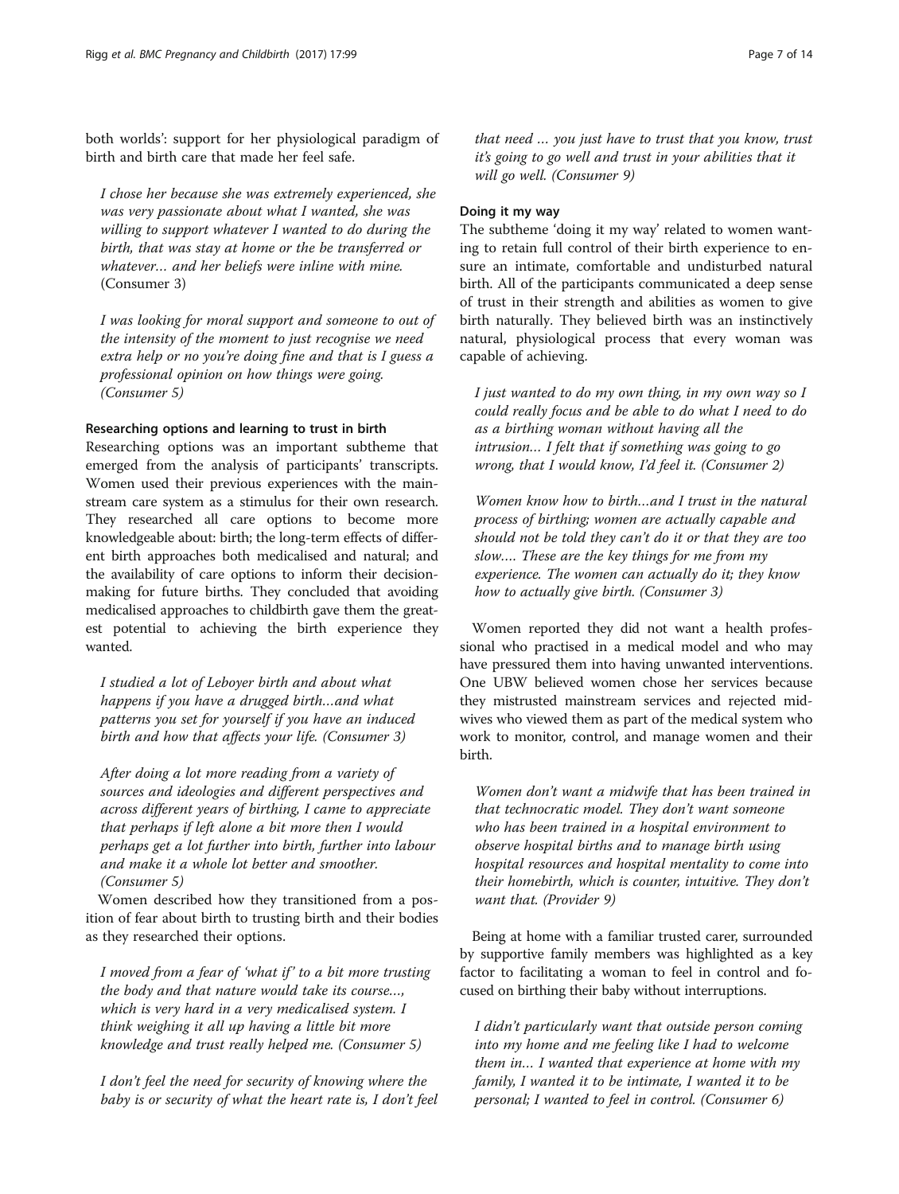both worlds': support for her physiological paradigm of birth and birth care that made her feel safe.

> *I chose her because she was extremely experienced, she was very passionate about what I wanted, she was willing to support whatever I wanted to do during the birth, that was stay at home or the be transferred or whatever… and her beliefs were inline with mine.* (Consumer 3)

> *I was looking for moral support and someone to out of the intensity of the moment to just recognise we need extra help or no you're doing fine and that is I guess a professional opinion on how things were going. (Consumer 5)*

#### Researching options and learning to trust in birth

Researching options was an important subtheme that emerged from the analysis of participants' transcripts. Women used their previous experiences with the mainstream care system as a stimulus for their own research. They researched all care options to become more knowledgeable about: birth; the long-term effects of different birth approaches both medicalised and natural; and the availability of care options to inform their decision-making for future births. They concluded that avoiding medicalised approaches to childbirth gave them the greatest potential to achieving the birth experience they wanted.

> *I studied a lot of Leboyer birth and about what happens if you have a drugged birth…and what patterns you set for yourself if you have an induced birth and how that affects your life. (Consumer 3)*

> *After doing a lot more reading from a variety of sources and ideologies and different perspectives and across different years of birthing, I came to appreciate that perhaps if left alone a bit more then I would perhaps get a lot further into birth, further into labour and make it a whole lot better and smoother. (Consumer 5)*

Women described how they transitioned from a position of fear about birth to trusting birth and their bodies as they researched their options.

> *I moved from a fear of 'what if' to a bit more trusting the body and that nature would take its course…, which is very hard in a very medicalised system. I think weighing it all up having a little bit more knowledge and trust really helped me. (Consumer 5)*

> *I don't feel the need for security of knowing where the baby is or security of what the heart rate is, I don't feel that need … you just have to trust that you know, trust it's going to go well and trust in your abilities that it will go well. (Consumer 9)*

#### Doing it my way

The subtheme 'doing it my way' related to women wanting to retain full control of their birth experience to ensure an intimate, comfortable and undisturbed natural birth. All of the participants communicated a deep sense of trust in their strength and abilities as women to give birth naturally. They believed birth was an instinctively natural, physiological process that every woman was capable of achieving.

> *I just wanted to do my own thing, in my own way so I could really focus and be able to do what I need to do as a birthing woman without having all the intrusion… I felt that if something was going to go wrong, that I would know, I'd feel it. (Consumer 2)*

> *Women know how to birth…and I trust in the natural process of birthing; women are actually capable and should not be told they can't do it or that they are too slow…. These are the key things for me from my experience. The women can actually do it; they know how to actually give birth. (Consumer 3)*

Women reported they did not want a health professional who practised in a medical model and who may have pressured them into having unwanted interventions. One UBW believed women chose her services because they mistrusted mainstream services and rejected midwives who viewed them as part of the medical system who work to monitor, control, and manage women and their birth.

> *Women don't want a midwife that has been trained in that technocratic model. They don't want someone who has been trained in a hospital environment to observe hospital births and to manage birth using hospital resources and hospital mentality to come into their homebirth, which is counter, intuitive. They don't want that. (Provider 9)*

Being at home with a familiar trusted carer, surrounded by supportive family members was highlighted as a key factor to facilitating a woman to feel in control and focused on birthing their baby without interruptions.

> *I didn't particularly want that outside person coming into my home and me feeling like I had to welcome them in… I wanted that experience at home with my family, I wanted it to be intimate, I wanted it to be personal; I wanted to feel in control. (Consumer 6)*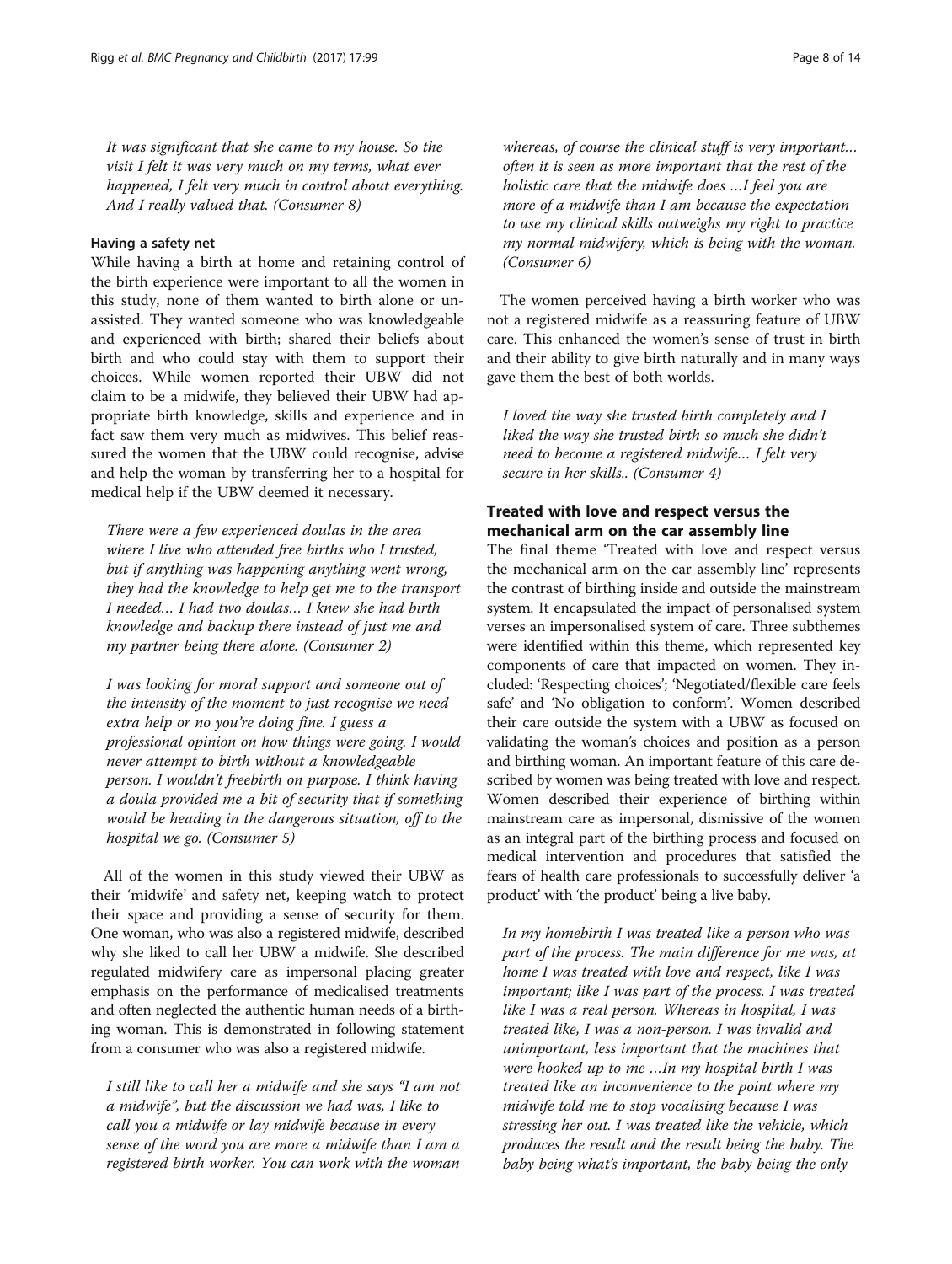*It was significant that she came to my house. So the visit I felt it was very much on my terms, what ever happened, I felt very much in control about everything. And I really valued that. (Consumer 8)*

#### Having a safety net

While having a birth at home and retaining control of the birth experience were important to all the women in this study, none of them wanted to birth alone or unassisted. They wanted someone who was knowledgeable and experienced with birth; shared their beliefs about birth and who could stay with them to support their choices. While women reported their UBW did not claim to be a midwife, they believed their UBW had appropriate birth knowledge, skills and experience and in fact saw them very much as midwives. This belief reassured the women that the UBW could recognise, advise and help the woman by transferring her to a hospital for medical help if the UBW deemed it necessary.

*There were a few experienced doulas in the area where I live who attended free births who I trusted, but if anything was happening anything went wrong, they had the knowledge to help get me to the transport I needed… I had two doulas… I knew she had birth knowledge and backup there instead of just me and my partner being there alone. (Consumer 2)*

*I was looking for moral support and someone out of the intensity of the moment to just recognise we need extra help or no you're doing fine. I guess a professional opinion on how things were going. I would never attempt to birth without a knowledgeable person. I wouldn't freebirth on purpose. I think having a doula provided me a bit of security that if something would be heading in the dangerous situation, off to the hospital we go. (Consumer 5)*

All of the women in this study viewed their UBW as their 'midwife' and safety net, keeping watch to protect their space and providing a sense of security for them. One woman, who was also a registered midwife, described why she liked to call her UBW a midwife. She described regulated midwifery care as impersonal placing greater emphasis on the performance of medicalised treatments and often neglected the authentic human needs of a birthing woman. This is demonstrated in following statement from a consumer who was also a registered midwife.

*I still like to call her a midwife and she says "I am not a midwife", but the discussion we had was, I like to call you a midwife or lay midwife because in every sense of the word you are more a midwife than I am a registered birth worker. You can work with the woman whereas, of course the clinical stuff is very important… often it is seen as more important that the rest of the holistic care that the midwife does …I feel you are more of a midwife than I am because the expectation to use my clinical skills outweighs my right to practice my normal midwifery, which is being with the woman. (Consumer 6)*

The women perceived having a birth worker who was not a registered midwife as a reassuring feature of UBW care. This enhanced the women's sense of trust in birth and their ability to give birth naturally and in many ways gave them the best of both worlds.

*I loved the way she trusted birth completely and I liked the way she trusted birth so much she didn't need to become a registered midwife… I felt very secure in her skills.. (Consumer 4)*

### Treated with love and respect versus the mechanical arm on the car assembly line

The final theme 'Treated with love and respect versus the mechanical arm on the car assembly line' represents the contrast of birthing inside and outside the mainstream system. It encapsulated the impact of personalised system verses an impersonalised system of care. Three subthemes were identified within this theme, which represented key components of care that impacted on women. They included: 'Respecting choices'; 'Negotiated/flexible care feels safe' and 'No obligation to conform'. Women described their care outside the system with a UBW as focused on validating the woman's choices and position as a person and birthing woman. An important feature of this care described by women was being treated with love and respect. Women described their experience of birthing within mainstream care as impersonal, dismissive of the women as an integral part of the birthing process and focused on medical intervention and procedures that satisfied the fears of health care professionals to successfully deliver 'a product' with 'the product' being a live baby.

*In my homebirth I was treated like a person who was part of the process. The main difference for me was, at home I was treated with love and respect, like I was important; like I was part of the process. I was treated like I was a real person. Whereas in hospital, I was treated like, I was a non-person. I was invalid and unimportant, less important that the machines that were hooked up to me …In my hospital birth I was treated like an inconvenience to the point where my midwife told me to stop vocalising because I was stressing her out. I was treated like the vehicle, which produces the result and the result being the baby. The baby being what's important, the baby being the only*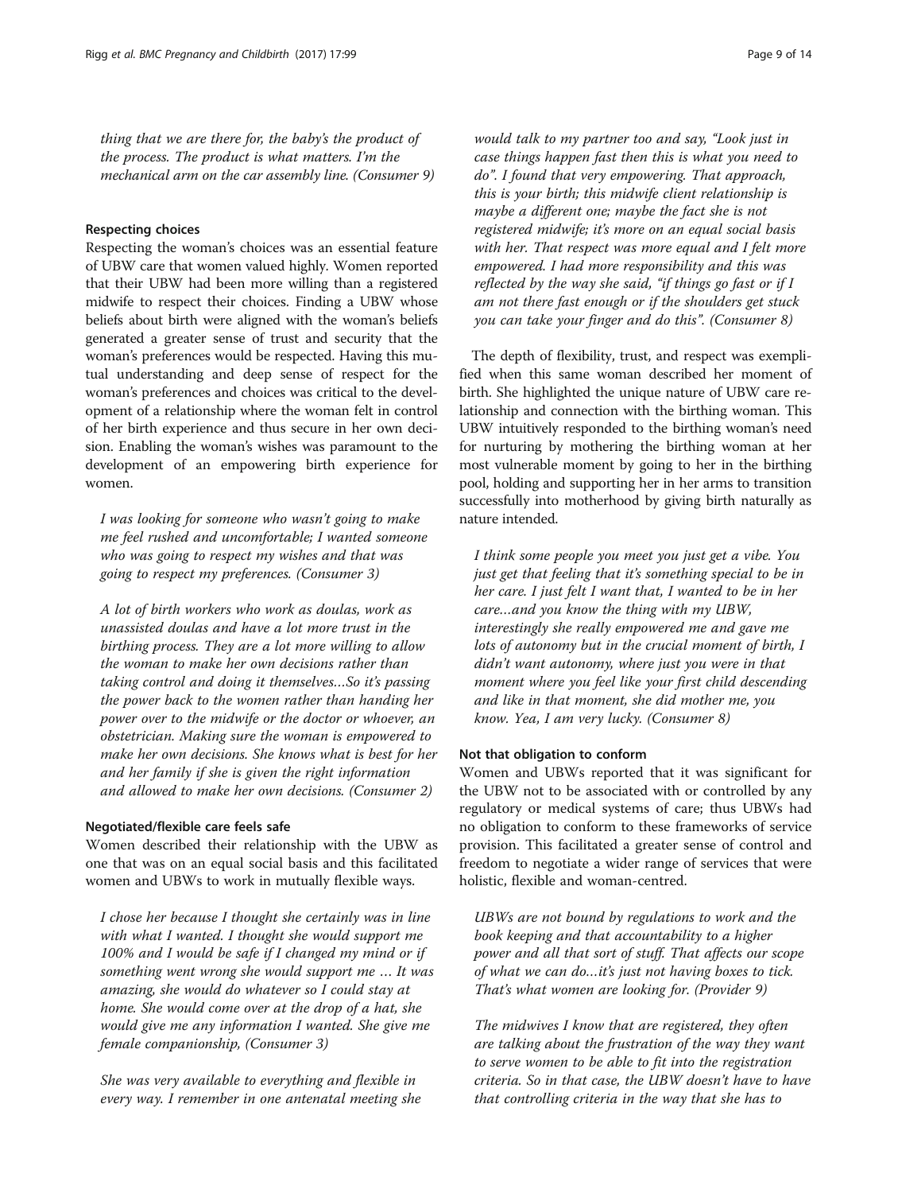*thing that we are there for, the baby's the product of the process. The product is what matters. I'm the mechanical arm on the car assembly line. (Consumer 9)*

#### Respecting choices

Respecting the woman's choices was an essential feature of UBW care that women valued highly. Women reported that their UBW had been more willing than a registered midwife to respect their choices. Finding a UBW whose beliefs about birth were aligned with the woman's beliefs generated a greater sense of trust and security that the woman's preferences would be respected. Having this mutual understanding and deep sense of respect for the woman's preferences and choices was critical to the development of a relationship where the woman felt in control of her birth experience and thus secure in her own decision. Enabling the woman's wishes was paramount to the development of an empowering birth experience for women.

*I was looking for someone who wasn't going to make me feel rushed and uncomfortable; I wanted someone who was going to respect my wishes and that was going to respect my preferences. (Consumer 3)*

*A lot of birth workers who work as doulas, work as unassisted doulas and have a lot more trust in the birthing process. They are a lot more willing to allow the woman to make her own decisions rather than taking control and doing it themselves…So it's passing the power back to the women rather than handing her power over to the midwife or the doctor or whoever, an obstetrician. Making sure the woman is empowered to make her own decisions. She knows what is best for her and her family if she is given the right information and allowed to make her own decisions. (Consumer 2)*

#### Negotiated/flexible care feels safe

Women described their relationship with the UBW as one that was on an equal social basis and this facilitated women and UBWs to work in mutually flexible ways.

*I chose her because I thought she certainly was in line with what I wanted. I thought she would support me 100% and I would be safe if I changed my mind or if something went wrong she would support me … It was amazing, she would do whatever so I could stay at home. She would come over at the drop of a hat, she would give me any information I wanted. She give me female companionship, (Consumer 3)*

*She was very available to everything and flexible in every way. I remember in one antenatal meeting she would talk to my partner too and say, "Look just in case things happen fast then this is what you need to do". I found that very empowering. That approach, this is your birth; this midwife client relationship is maybe a different one; maybe the fact she is not registered midwife; it's more on an equal social basis with her. That respect was more equal and I felt more empowered. I had more responsibility and this was reflected by the way she said, "if things go fast or if I am not there fast enough or if the shoulders get stuck you can take your finger and do this". (Consumer 8)*

The depth of flexibility, trust, and respect was exemplified when this same woman described her moment of birth. She highlighted the unique nature of UBW care relationship and connection with the birthing woman. This UBW intuitively responded to the birthing woman's need for nurturing by mothering the birthing woman at her most vulnerable moment by going to her in the birthing pool, holding and supporting her in her arms to transition successfully into motherhood by giving birth naturally as nature intended.

*I think some people you meet you just get a vibe. You just get that feeling that it's something special to be in her care. I just felt I want that, I wanted to be in her care…and you know the thing with my UBW, interestingly she really empowered me and gave me lots of autonomy but in the crucial moment of birth, I didn't want autonomy, where just you were in that moment where you feel like your first child descending and like in that moment, she did mother me, you know. Yea, I am very lucky. (Consumer 8)*

#### Not that obligation to conform

Women and UBWs reported that it was significant for the UBW not to be associated with or controlled by any regulatory or medical systems of care; thus UBWs had no obligation to conform to these frameworks of service provision. This facilitated a greater sense of control and freedom to negotiate a wider range of services that were holistic, flexible and woman-centred.

*UBWs are not bound by regulations to work and the book keeping and that accountability to a higher power and all that sort of stuff. That affects our scope of what we can do…it's just not having boxes to tick. That's what women are looking for. (Provider 9)*

*The midwives I know that are registered, they often are talking about the frustration of the way they want to serve women to be able to fit into the registration criteria. So in that case, the UBW doesn't have to have that controlling criteria in the way that she has to*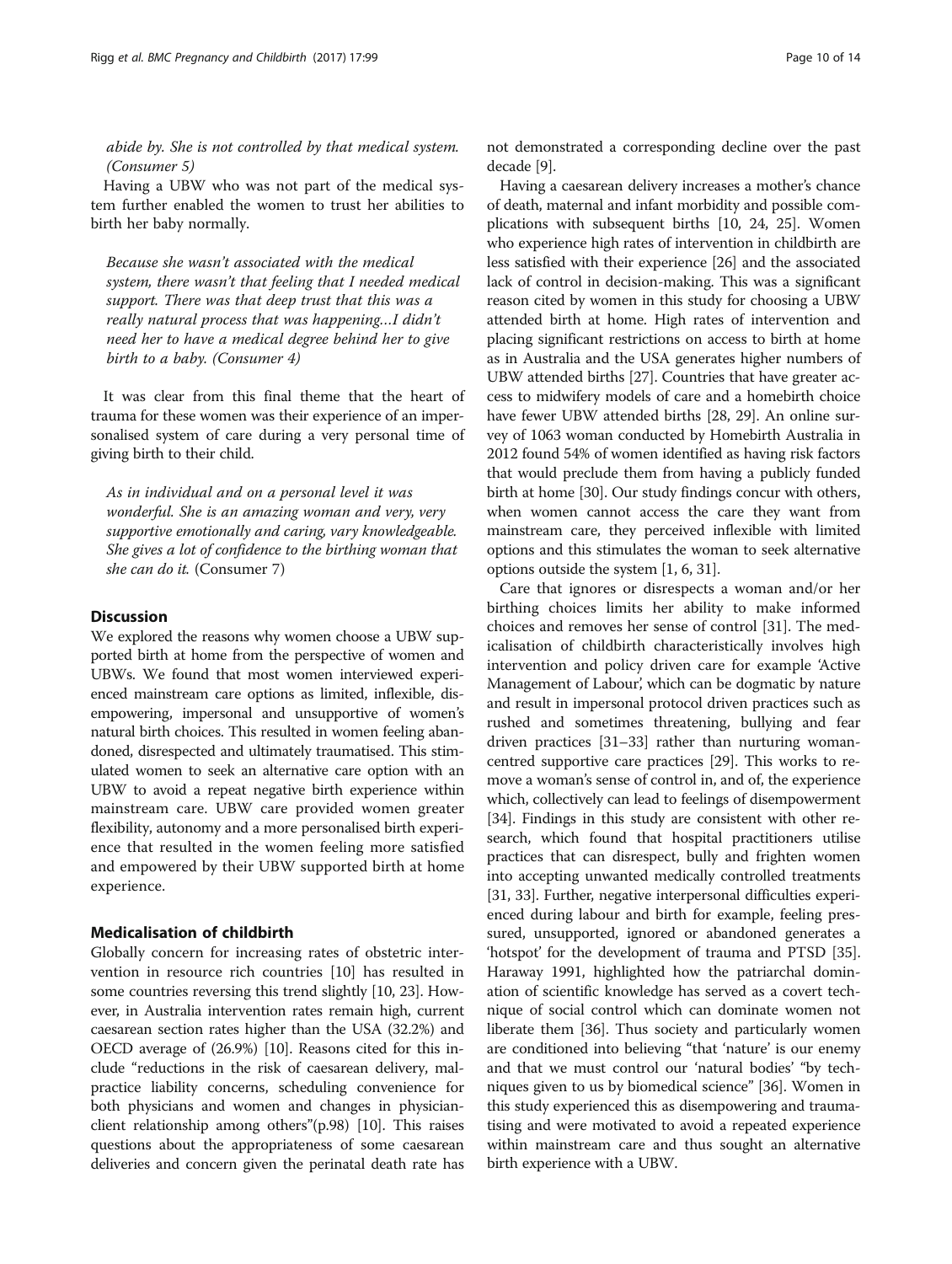*abide by. She is not controlled by that medical system. (Consumer 5)*

Having a UBW who was not part of the medical system further enabled the women to trust her abilities to birth her baby normally.

> *Because she wasn't associated with the medical system, there wasn't that feeling that I needed medical support. There was that deep trust that this was a really natural process that was happening…I didn't need her to have a medical degree behind her to give birth to a baby. (Consumer 4)*

It was clear from this final theme that the heart of trauma for these women was their experience of an impersonalised system of care during a very personal time of giving birth to their child.

> *As in individual and on a personal level it was wonderful. She is an amazing woman and very, very supportive emotionally and caring, vary knowledgeable. She gives a lot of confidence to the birthing woman that she can do it.* (Consumer 7)

## Discussion

We explored the reasons why women choose a UBW supported birth at home from the perspective of women and UBWs. We found that most women interviewed experienced mainstream care options as limited, inflexible, disempowering, impersonal and unsupportive of women's natural birth choices. This resulted in women feeling abandoned, disrespected and ultimately traumatised. This stimulated women to seek an alternative care option with an UBW to avoid a repeat negative birth experience within mainstream care. UBW care provided women greater flexibility, autonomy and a more personalised birth experience that resulted in the women feeling more satisfied and empowered by their UBW supported birth at home experience.

### Medicalisation of childbirth

Globally concern for increasing rates of obstetric intervention in resource rich countries [10] has resulted in some countries reversing this trend slightly [10, 23]. However, in Australia intervention rates remain high, current caesarean section rates higher than the USA (32.2%) and OECD average of (26.9%) [10]. Reasons cited for this include "reductions in the risk of caesarean delivery, malpractice liability concerns, scheduling convenience for both physicians and women and changes in physician-client relationship among others"(p.98) [10]. This raises questions about the appropriateness of some caesarean deliveries and concern given the perinatal death rate has not demonstrated a corresponding decline over the past decade [9].

Having a caesarean delivery increases a mother's chance of death, maternal and infant morbidity and possible complications with subsequent births [10, 24, 25]. Women who experience high rates of intervention in childbirth are less satisfied with their experience [26] and the associated lack of control in decision-making. This was a significant reason cited by women in this study for choosing a UBW attended birth at home. High rates of intervention and placing significant restrictions on access to birth at home as in Australia and the USA generates higher numbers of UBW attended births [27]. Countries that have greater access to midwifery models of care and a homebirth choice have fewer UBW attended births [28, 29]. An online survey of 1063 woman conducted by Homebirth Australia in 2012 found 54% of women identified as having risk factors that would preclude them from having a publicly funded birth at home [30]. Our study findings concur with others, when women cannot access the care they want from mainstream care, they perceived inflexible with limited options and this stimulates the woman to seek alternative options outside the system [1, 6, 31].

Care that ignores or disrespects a woman and/or her birthing choices limits her ability to make informed choices and removes her sense of control [31]. The medicalisation of childbirth characteristically involves high intervention and policy driven care for example 'Active Management of Labour', which can be dogmatic by nature and result in impersonal protocol driven practices such as rushed and sometimes threatening, bullying and fear driven practices [31–33] rather than nurturing woman-centred supportive care practices [29]. This works to remove a woman's sense of control in, and of, the experience which, collectively can lead to feelings of disempowerment [34]. Findings in this study are consistent with other research, which found that hospital practitioners utilise practices that can disrespect, bully and frighten women into accepting unwanted medically controlled treatments [31, 33]. Further, negative interpersonal difficulties experienced during labour and birth for example, feeling pressured, unsupported, ignored or abandoned generates a 'hotspot' for the development of trauma and PTSD [35]. Haraway 1991, highlighted how the patriarchal domination of scientific knowledge has served as a covert technique of social control which can dominate women not liberate them [36]. Thus society and particularly women are conditioned into believing "that 'nature' is our enemy and that we must control our 'natural bodies' "by techniques given to us by biomedical science" [36]. Women in this study experienced this as disempowering and traumatising and were motivated to avoid a repeated experience within mainstream care and thus sought an alternative birth experience with a UBW.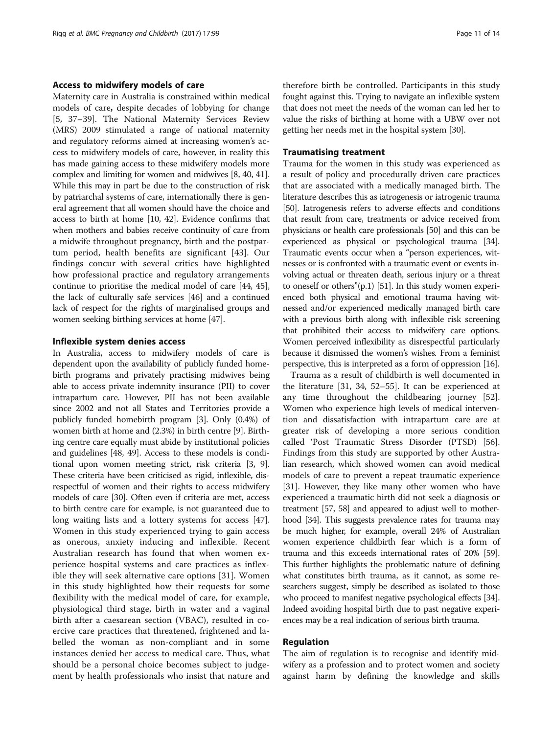### Access to midwifery models of care

Maternity care in Australia is constrained within medical models of care, despite decades of lobbying for change [5, 37–39]. The National Maternity Services Review (MRS) 2009 stimulated a range of national maternity and regulatory reforms aimed at increasing women's access to midwifery models of care, however, in reality this has made gaining access to these midwifery models more complex and limiting for women and midwives [8, 40, 41]. While this may in part be due to the construction of risk by patriarchal systems of care, internationally there is general agreement that all women should have the choice and access to birth at home [10, 42]. Evidence confirms that when mothers and babies receive continuity of care from a midwife throughout pregnancy, birth and the postpartum period, health benefits are significant [43]. Our findings concur with several critics have highlighted how professional practice and regulatory arrangements continue to prioritise the medical model of care [44, 45], the lack of culturally safe services [46] and a continued lack of respect for the rights of marginalised groups and women seeking birthing services at home [47].

### Inflexible system denies access

In Australia, access to midwifery models of care is dependent upon the availability of publicly funded homebirth programs and privately practising midwives being able to access private indemnity insurance (PII) to cover intrapartum care. However, PII has not been available since 2002 and not all States and Territories provide a publicly funded homebirth program [3]. Only (0.4%) of women birth at home and (2.3%) in birth centre [9]. Birthing centre care equally must abide by institutional policies and guidelines [48, 49]. Access to these models is conditional upon women meeting strict, risk criteria [3, 9]. These criteria have been criticised as rigid, inflexible, disrespectful of women and their rights to access midwifery models of care [30]. Often even if criteria are met, access to birth centre care for example, is not guaranteed due to long waiting lists and a lottery systems for access [47]. Women in this study experienced trying to gain access as onerous, anxiety inducing and inflexible. Recent Australian research has found that when women experience hospital systems and care practices as inflexible they will seek alternative care options [31]. Women in this study highlighted how their requests for some flexibility with the medical model of care, for example, physiological third stage, birth in water and a vaginal birth after a caesarean section (VBAC), resulted in coercive care practices that threatened, frightened and labelled the woman as non-compliant and in some instances denied her access to medical care. Thus, what should be a personal choice becomes subject to judgement by health professionals who insist that nature and therefore birth be controlled. Participants in this study fought against this. Trying to navigate an inflexible system that does not meet the needs of the woman can led her to value the risks of birthing at home with a UBW over not getting her needs met in the hospital system [30].

### Traumatising treatment

Trauma for the women in this study was experienced as a result of policy and procedurally driven care practices that are associated with a medically managed birth. The literature describes this as iatrogenesis or iatrogenic trauma [50]. Iatrogenesis refers to adverse effects and conditions that result from care, treatments or advice received from physicians or health care professionals [50] and this can be experienced as physical or psychological trauma [34]. Traumatic events occur when a "person experiences, witnesses or is confronted with a traumatic event or events involving actual or threaten death, serious injury or a threat to oneself or others"(p.1) [51]. In this study women experienced both physical and emotional trauma having witnessed and/or experienced medically managed birth care with a previous birth along with inflexible risk screening that prohibited their access to midwifery care options. Women perceived inflexibility as disrespectful particularly because it dismissed the women's wishes. From a feminist perspective, this is interpreted as a form of oppression [16].

Trauma as a result of childbirth is well documented in the literature [31, 34, 52–55]. It can be experienced at any time throughout the childbearing journey [52]. Women who experience high levels of medical intervention and dissatisfaction with intrapartum care are at greater risk of developing a more serious condition called 'Post Traumatic Stress Disorder (PTSD) [56]. Findings from this study are supported by other Australian research, which showed women can avoid medical models of care to prevent a repeat traumatic experience [31]. However, they like many other women who have experienced a traumatic birth did not seek a diagnosis or treatment [57, 58] and appeared to adjust well to motherhood [34]. This suggests prevalence rates for trauma may be much higher, for example, overall 24% of Australian women experience childbirth fear which is a form of trauma and this exceeds international rates of 20% [59]. This further highlights the problematic nature of defining what constitutes birth trauma, as it cannot, as some researchers suggest, simply be described as isolated to those who proceed to manifest negative psychological effects [34]. Indeed avoiding hospital birth due to past negative experiences may be a real indication of serious birth trauma.

### Regulation

The aim of regulation is to recognise and identify midwifery as a profession and to protect women and society against harm by defining the knowledge and skills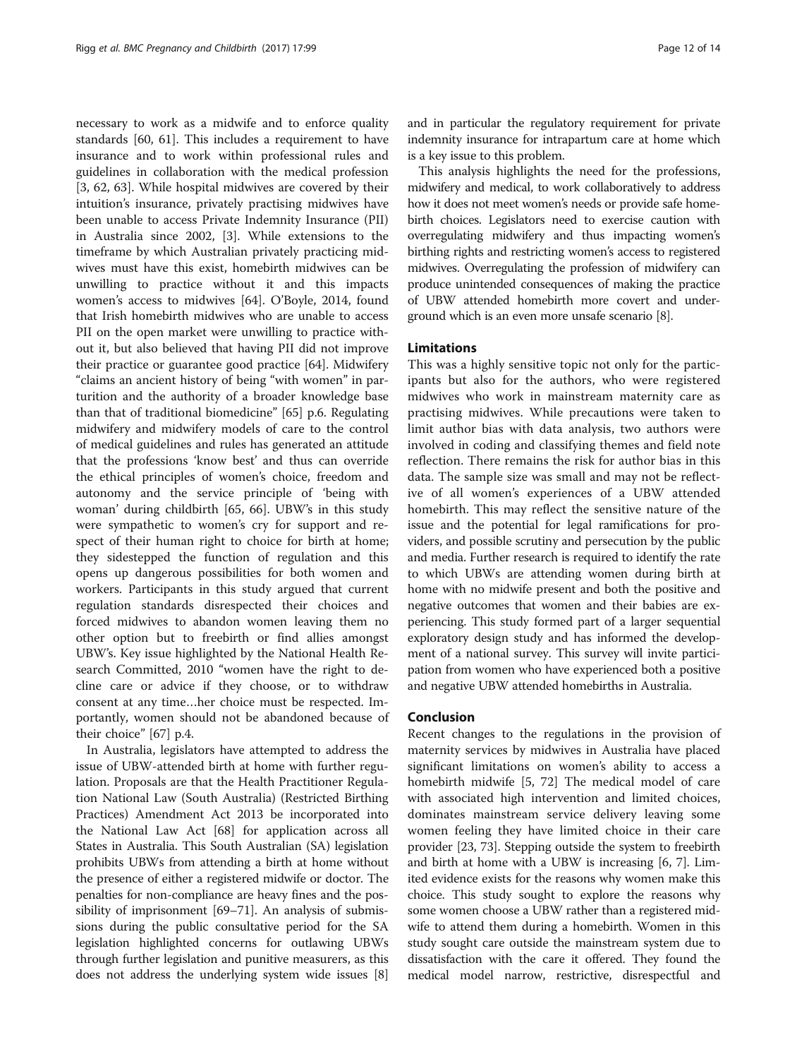necessary to work as a midwife and to enforce quality standards [60, 61]. This includes a requirement to have insurance and to work within professional rules and guidelines in collaboration with the medical profession [3, 62, 63]. While hospital midwives are covered by their intuition's insurance, privately practising midwives have been unable to access Private Indemnity Insurance (PII) in Australia since 2002, [3]. While extensions to the timeframe by which Australian privately practicing midwives must have this exist, homebirth midwives can be unwilling to practice without it and this impacts women's access to midwives [64]. O'Boyle, 2014, found that Irish homebirth midwives who are unable to access PII on the open market were unwilling to practice without it, but also believed that having PII did not improve their practice or guarantee good practice [64]. Midwifery "claims an ancient history of being "with women" in parturition and the authority of a broader knowledge base than that of traditional biomedicine" [65] p.6. Regulating midwifery and midwifery models of care to the control of medical guidelines and rules has generated an attitude that the professions 'know best' and thus can override the ethical principles of women's choice, freedom and autonomy and the service principle of 'being with woman' during childbirth [65, 66]. UBW's in this study were sympathetic to women's cry for support and respect of their human right to choice for birth at home; they sidestepped the function of regulation and this opens up dangerous possibilities for both women and workers. Participants in this study argued that current regulation standards disrespected their choices and forced midwives to abandon women leaving them no other option but to freebirth or find allies amongst UBW's. Key issue highlighted by the National Health Research Committed, 2010 "women have the right to decline care or advice if they choose, or to withdraw consent at any time…her choice must be respected. Importantly, women should not be abandoned because of their choice" [67] p.4.

In Australia, legislators have attempted to address the issue of UBW-attended birth at home with further regulation. Proposals are that the Health Practitioner Regulation National Law (South Australia) (Restricted Birthing Practices) Amendment Act 2013 be incorporated into the National Law Act [68] for application across all States in Australia. This South Australian (SA) legislation prohibits UBWs from attending a birth at home without the presence of either a registered midwife or doctor. The penalties for non-compliance are heavy fines and the possibility of imprisonment [69–71]. An analysis of submissions during the public consultative period for the SA legislation highlighted concerns for outlawing UBWs through further legislation and punitive measurers, as this does not address the underlying system wide issues [8] and in particular the regulatory requirement for private indemnity insurance for intrapartum care at home which is a key issue to this problem.

This analysis highlights the need for the professions, midwifery and medical, to work collaboratively to address how it does not meet women's needs or provide safe homebirth choices. Legislators need to exercise caution with overregulating midwifery and thus impacting women's birthing rights and restricting women's access to registered midwives. Overregulating the profession of midwifery can produce unintended consequences of making the practice of UBW attended homebirth more covert and underground which is an even more unsafe scenario [8].

## Limitations

This was a highly sensitive topic not only for the participants but also for the authors, who were registered midwives who work in mainstream maternity care as practising midwives. While precautions were taken to limit author bias with data analysis, two authors were involved in coding and classifying themes and field note reflection. There remains the risk for author bias in this data. The sample size was small and may not be reflective of all women's experiences of a UBW attended homebirth. This may reflect the sensitive nature of the issue and the potential for legal ramifications for providers, and possible scrutiny and persecution by the public and media. Further research is required to identify the rate to which UBWs are attending women during birth at home with no midwife present and both the positive and negative outcomes that women and their babies are experiencing. This study formed part of a larger sequential exploratory design study and has informed the development of a national survey. This survey will invite participation from women who have experienced both a positive and negative UBW attended homebirths in Australia.

## Conclusion

Recent changes to the regulations in the provision of maternity services by midwives in Australia have placed significant limitations on women's ability to access a homebirth midwife [5, 72] The medical model of care with associated high intervention and limited choices, dominates mainstream service delivery leaving some women feeling they have limited choice in their care provider [23, 73]. Stepping outside the system to freebirth and birth at home with a UBW is increasing [6, 7]. Limited evidence exists for the reasons why women make this choice. This study sought to explore the reasons why some women choose a UBW rather than a registered midwife to attend them during a homebirth. Women in this study sought care outside the mainstream system due to dissatisfaction with the care it offered. They found the medical model narrow, restrictive, disrespectful and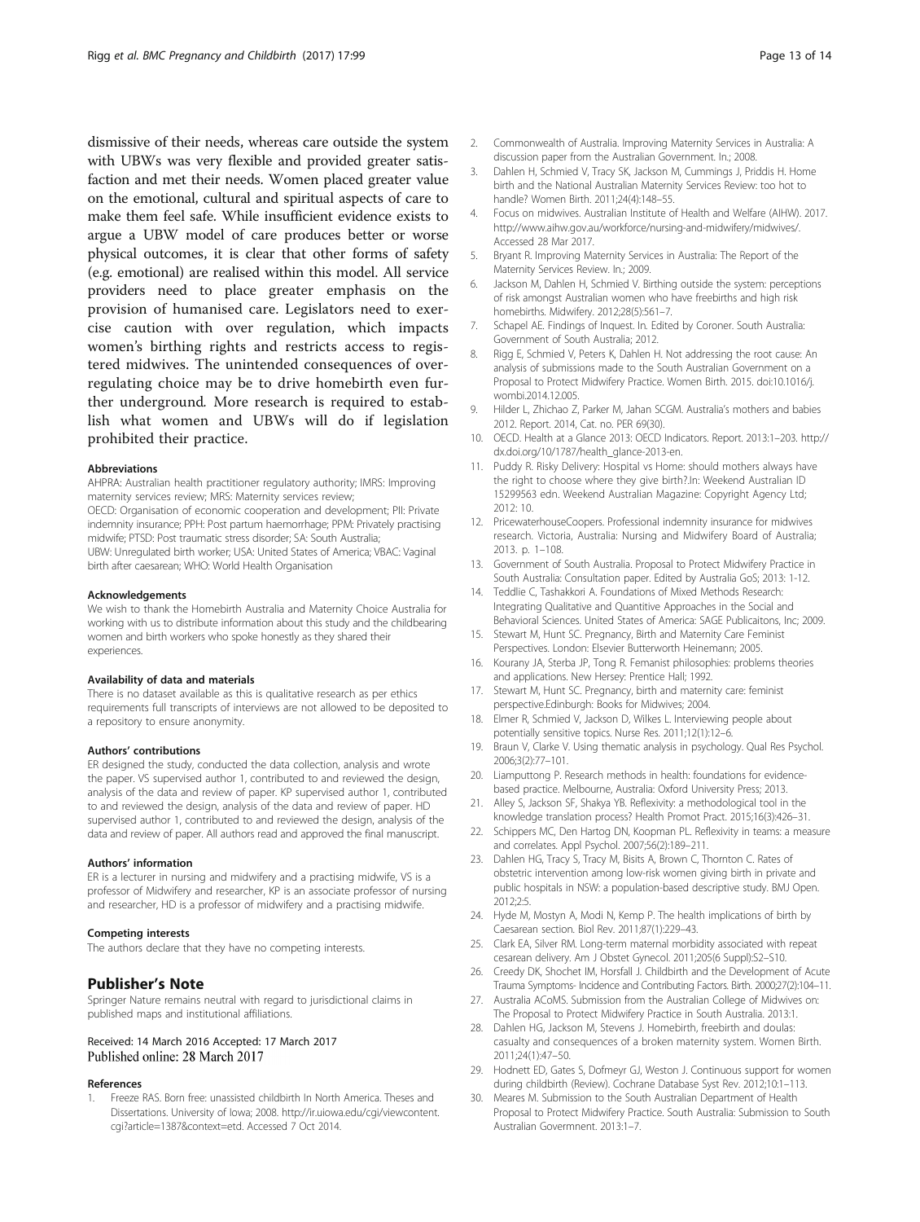dismissive of their needs, whereas care outside the system with UBWs was very flexible and provided greater satisfaction and met their needs. Women placed greater value on the emotional, cultural and spiritual aspects of care to make them feel safe. While insufficient evidence exists to argue a UBW model of care produces better or worse physical outcomes, it is clear that other forms of safety (e.g. emotional) are realised within this model. All service providers need to place greater emphasis on the provision of humanised care. Legislators need to exercise caution with over regulation, which impacts women's birthing rights and restricts access to registered midwives. The unintended consequences of over-regulating choice may be to drive homebirth even further underground. More research is required to establish what women and UBWs will do if legislation prohibited their practice.

#### Abbreviations

AHPRA: Australian health practitioner regulatory authority; IMRS: Improving maternity services review; MRS: Maternity services review; OECD: Organisation of economic cooperation and development; PII: Private indemnity insurance; PPH: Post partum haemorrhage; PPM: Privately practising midwife; PTSD: Post traumatic stress disorder; SA: South Australia; UBW: Unregulated birth worker; USA: United States of America; VBAC: Vaginal birth after caesarean; WHO: World Health Organisation

#### Acknowledgements

We wish to thank the Homebirth Australia and Maternity Choice Australia for working with us to distribute information about this study and the childbearing women and birth workers who spoke honestly as they shared their experiences.

#### Availability of data and materials

There is no dataset available as this is qualitative research as per ethics requirements full transcripts of interviews are not allowed to be deposited to a repository to ensure anonymity.

#### Authors' contributions

ER designed the study, conducted the data collection, analysis and wrote the paper. VS supervised author 1, contributed to and reviewed the design, analysis of the data and review of paper. KP supervised author 1, contributed to and reviewed the design, analysis of the data and review of paper. HD supervised author 1, contributed to and reviewed the design, analysis of the data and review of paper. All authors read and approved the final manuscript.

#### Authors' information

ER is a lecturer in nursing and midwifery and a practising midwife, VS is a professor of Midwifery and researcher, KP is an associate professor of nursing and researcher, HD is a professor of midwifery and a practising midwife.

#### Competing interests

The authors declare that they have no competing interests.

## Publisher's Note

Springer Nature remains neutral with regard to jurisdictional claims in published maps and institutional affiliations.

Received: 14 March 2016 Accepted: 17 March 2017
Published online: 28 March 2017

#### References

1. Freeze RAS. Born free: unassisted childbirth In North America. Theses and Dissertations. University of Iowa; 2008. http://ir.uiowa.edu/cgi/viewcontent.cgi?article=1387&context=etd. Accessed 7 Oct 2014.
2. Commonwealth of Australia. Improving Maternity Services in Australia: A discussion paper from the Australian Government. In.; 2008.
3. Dahlen H, Schmied V, Tracy SK, Jackson M, Cummings J, Priddis H. Home birth and the National Australian Maternity Services Review: too hot to handle? Women Birth. 2011;24(4):148–55.
4. Focus on midwives. Australian Institute of Health and Welfare (AIHW). 2017. http://www.aihw.gov.au/workforce/nursing-and-midwifery/midwives/. Accessed 28 Mar 2017.
5. Bryant R. Improving Maternity Services in Australia: The Report of the Maternity Services Review. In.; 2009.
6. Jackson M, Dahlen H, Schmied V. Birthing outside the system: perceptions of risk amongst Australian women who have freebirths and high risk homebirths. Midwifery. 2012;28(5):561–7.
7. Schapel AE. Findings of Inquest. In. Edited by Coroner. South Australia: Government of South Australia; 2012.
8. Rigg E, Schmied V, Peters K, Dahlen H. Not addressing the root cause: An analysis of submissions made to the South Australian Government on a Proposal to Protect Midwifery Practice. Women Birth. 2015. doi:10.1016/j.wombi.2014.12.005.
9. Hilder L, Zhichao Z, Parker M, Jahan SCGM. Australia's mothers and babies 2012. Report. 2014, Cat. no. PER 69(30).
10. OECD. Health at a Glance 2013: OECD Indicators. Report. 2013:1–203. http://dx.doi.org/10/1787/health_glance-2013-en.
11. Puddy R. Risky Delivery: Hospital vs Home: should mothers always have the right to choose where they give birth?.In: Weekend Australian ID 15299563 edn. Weekend Australian Magazine: Copyright Agency Ltd; 2012: 10.
12. PricewaterhouseCoopers. Professional indemnity insurance for midwives research. Victoria, Australia: Nursing and Midwifery Board of Australia; 2013. p. 1–108.
13. Government of South Australia. Proposal to Protect Midwifery Practice in South Australia: Consultation paper. Edited by Australia GoS; 2013: 1-12.
14. Teddlie C, Tashakkori A. Foundations of Mixed Methods Research: Integrating Qualitative and Quantitive Approaches in the Social and Behavioral Sciences. United States of America: SAGE Publicaitons, Inc; 2009.
15. Stewart M, Hunt SC. Pregnancy, Birth and Maternity Care Feminist Perspectives. London: Elsevier Butterworth Heinemann; 2005.
16. Kourany JA, Sterba JP, Tong R. Femanist philosophies: problems theories and applications. New Hersey: Prentice Hall; 1992.
17. Stewart M, Hunt SC. Pregnancy, birth and maternity care: feminist perspective.Edinburgh: Books for Midwives; 2004.
18. Elmer R, Schmied V, Jackson D, Wilkes L. Interviewing people about potentially sensitive topics. Nurse Res. 2011;12(1):12–6.
19. Braun V, Clarke V. Using thematic analysis in psychology. Qual Res Psychol. 2006;3(2):77–101.
20. Liamputtong P. Research methods in health: foundations for evidence-based practice. Melbourne, Australia: Oxford University Press; 2013.
21. Alley S, Jackson SF, Shakya YB. Reflexivity: a methodological tool in the knowledge translation process? Health Promot Pract. 2015;16(3):426–31.
22. Schippers MC, Den Hartog DN, Koopman PL. Reflexivity in teams: a measure and correlates. Appl Psychol. 2007;56(2):189–211.
23. Dahlen HG, Tracy S, Tracy M, Bisits A, Brown C, Thornton C. Rates of obstetric intervention among low-risk women giving birth in private and public hospitals in NSW: a population-based descriptive study. BMJ Open. 2012;2:5.
24. Hyde M, Mostyn A, Modi N, Kemp P. The health implications of birth by Caesarean section. Biol Rev. 2011;87(1):229–43.
25. Clark EA, Silver RM. Long-term maternal morbidity associated with repeat cesarean delivery. Am J Obstet Gynecol. 2011;205(6 Suppl):S2–S10.
26. Creedy DK, Shochet IM, Horsfall J. Childbirth and the Development of Acute Trauma Symptoms- Incidence and Contributing Factors. Birth. 2000;27(2):104–11.
27. Australia ACoMS. Submission from the Australian College of Midwives on: The Proposal to Protect Midwifery Practice in South Australia. 2013:1.
28. Dahlen HG, Jackson M, Stevens J. Homebirth, freebirth and doulas: casualty and consequences of a broken maternity system. Women Birth. 2011;24(1):47–50.
29. Hodnett ED, Gates S, Dofmeyr GJ, Weston J. Continuous support for women during childbirth (Review). Cochrane Database Syst Rev. 2012;10:1–113.
30. Meares M. Submission to the South Australian Department of Health Proposal to Protect Midwifery Practice. South Australia: Submission to South Australian Govermnent. 2013:1–7.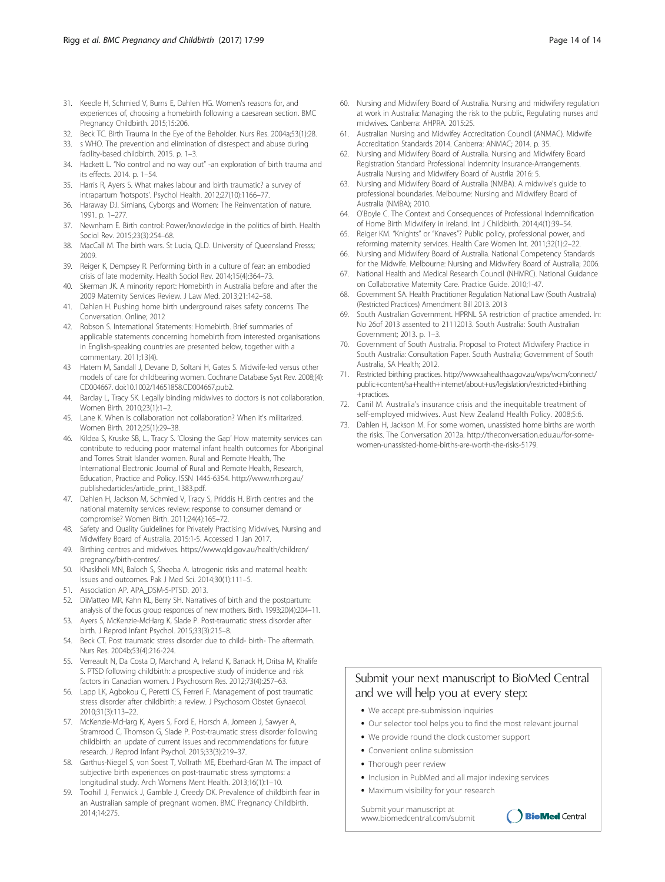31. Keedle H, Schmied V, Burns E, Dahlen HG. Women's reasons for, and experiences of, choosing a homebirth following a caesarean section. BMC Pregnancy Childbirth. 2015;15:206.
32. Beck TC. Birth Trauma In the Eye of the Beholder. Nurs Res. 2004a;53(1):28.
33. s WHO. The prevention and elimination of disrespect and abuse during facility-based childbirth. 2015. p. 1–3.
34. Hackett L. "No control and no way out" -an exploration of birth trauma and its effects. 2014. p. 1–54.
35. Harris R, Ayers S. What makes labour and birth traumatic? a survey of intrapartum 'hotspots'. Psychol Health. 2012;27(10):1166–77.
36. Haraway DJ. Simians, Cyborgs and Women: The Reinvention of nature. 1991. p. 1–277.
37. Newnham E. Birth control: Power/knowledge in the politics of birth. Health Sociol Rev. 2015;23(3):254–68.
38. MacCall M. The birth wars. St Lucia, QLD. University of Queensland Presss; 2009.
39. Reiger K, Dempsey R. Performing birth in a culture of fear: an embodied crisis of late modernity. Health Sociol Rev. 2014;15(4):364–73.
40. Skerman JK. A minority report: Homebirth in Australia before and after the 2009 Maternity Services Review. J Law Med. 2013;21:142–58.
41. Dahlen H. Pushing home birth underground raises safety concerns. The Conversation. Online; 2012
42. Robson S. International Statements: Homebirth. Brief summaries of applicable statements concerning homebirth from interested organisations in English-speaking countries are presented below, together with a commentary. 2011;13(4).
43. Hatem M, Sandall J, Devane D, Soltani H, Gates S. Midwife-led versus other models of care for childbearing women. Cochrane Database Syst Rev. 2008;(4):CD004667. doi:10.1002/14651858.CD004667.pub2.
44. Barclay L, Tracy SK. Legally binding midwives to doctors is not collaboration. Women Birth. 2010;23(1):1–2.
45. Lane K. When is collaboration not collaboration? When it's militarized. Women Birth. 2012;25(1):29–38.
46. Kildea S, Kruske SB, L, Tracy S. 'Closing the Gap' How maternity services can contribute to reducing poor maternal infant health outcomes for Aboriginal and Torres Strait Islander women. Rural and Remote Health, The International Electronic Journal of Rural and Remote Health, Research, Education, Practice and Policy. ISSN 1445-6354. http://www.rrh.org.au/publishedarticles/article_print_1383.pdf.
47. Dahlen H, Jackson M, Schmied V, Tracy S, Priddis H. Birth centres and the national maternity services review: response to consumer demand or compromise? Women Birth. 2011;24(4):165–72.
48. Safety and Quality Guidelines for Privately Practising Midwives, Nursing and Midwifery Board of Australia. 2015:1-5. Accessed 1 Jan 2017.
49. Birthing centres and midwives. https://www.qld.gov.au/health/children/pregnancy/birth-centres/.
50. Khaskheli MN, Baloch S, Sheeba A. Iatrogenic risks and maternal health: Issues and outcomes. Pak J Med Sci. 2014;30(1):111–5.
51. Association AP. APA_DSM-5-PTSD. 2013.
52. DiMatteo MR, Kahn KL, Berry SH. Narratives of birth and the postpartum: analysis of the focus group responces of new mothers. Birth. 1993;20(4):204–11.
53. Ayers S, McKenzie-McHarg K, Slade P. Post-traumatic stress disorder after birth. J Reprod Infant Psychol. 2015;33(3):215–8.
54. Beck CT. Post traumatic stress disorder due to child- birth- The aftermath. Nurs Res. 2004b;53(4):216-224.
55. Verreault N, Da Costa D, Marchand A, Ireland K, Banack H, Dritsa M, Khalife S. PTSD following childbirth: a prospective study of incidence and risk factors in Canadian women. J Psychosom Res. 2012;73(4):257–63.
56. Lapp LK, Agbokou C, Peretti CS, Ferreri F. Management of post traumatic stress disorder after childbirth: a review. J Psychosom Obstet Gynaecol. 2010;31(3):113–22.
57. McKenzie-McHarg K, Ayers S, Ford E, Horsch A, Jomeen J, Sawyer A, Stramrood C, Thomson G, Slade P. Post-traumatic stress disorder following childbirth: an update of current issues and recommendations for future research. J Reprod Infant Psychol. 2015;33(3):219–37.
58. Garthus-Niegel S, von Soest T, Vollrath ME, Eberhard-Gran M. The impact of subjective birth experiences on post-traumatic stress symptoms: a longitudinal study. Arch Womens Ment Health. 2013;16(1):1–10.
59. Toohill J, Fenwick J, Gamble J, Creedy DK. Prevalence of childbirth fear in an Australian sample of pregnant women. BMC Pregnancy Childbirth. 2014;14:275.
60. Nursing and Midwifery Board of Australia. Nursing and midwifery regulation at work in Australia: Managing the risk to the public, Regulating nurses and midwives. Canberra: AHPRA. 2015:25.
61. Australian Nursing and Midwifey Accreditation Council (ANMAC). Midwife Accreditation Standards 2014. Canberra: ANMAC; 2014. p. 35.
62. Nursing and Midwifery Board of Australia. Nursing and Midwifery Board Registration Standard Professional Indemnity Insurance-Arrangements. Australia Nursing and Midwifery Board of Austrlia 2016: 5.
63. Nursing and Midwifery Board of Australia (NMBA). A midwive's guide to professional boundaries. Melbourne: Nursing and Midwifery Board of Australia (NMBA); 2010.
64. O'Boyle C. The Context and Consequences of Professional Indemnification of Home Birth Midwifery in Ireland. Int J Childbirth. 2014;4(1):39–54.
65. Reiger KM. "Knights" or "Knaves"? Public policy, professional power, and reforming maternity services. Health Care Women Int. 2011;32(1):2–22.
66. Nursing and Midwifery Board of Australia. National Competency Standards for the Midwife. Melbourne: Nursing and Midwifery Board of Australia; 2006.
67. National Health and Medical Research Council (NHMRC). National Guidance on Collaborative Maternity Care. Practice Guide. 2010;1-47.
68. Government SA. Health Practitioner Regulation National Law (South Australia) (Restricted Practices) Amendment Bill 2013. 2013
69. South Australian Government. HPRNL SA restriction of practice amended. In: No 26of 2013 assented to 21112013. South Australia: South Australian Government; 2013. p. 1–3.
70. Government of South Australia. Proposal to Protect Midwifery Practice in South Australia: Consultation Paper. South Australia; Government of South Australia, SA Health; 2012.
71. Restricted birthing practices. http://www.sahealth.sa.gov.au/wps/wcm/connect/public+content/sa+health+internet/about+us/legislation/restricted+birthing+practices.
72. Canil M. Australia's insurance crisis and the inequitable treatment of self-employed midwives. Aust New Zealand Health Policy. 2008;5:6.
73. Dahlen H, Jackson M. For some women, unassisted home births are worth the risks. The Conversation 2012a. http://theconversation.edu.au/for-some-women-unassisted-home-births-are-worth-the-risks-5179.

Submit your next manuscript to BioMed Central and we will help you at every step:

- We accept pre-submission inquiries
- Our selector tool helps you to find the most relevant journal
- We provide round the clock customer support
- Convenient online submission
- Thorough peer review
- Inclusion in PubMed and all major indexing services
- Maximum visibility for your research

Submit your manuscript at
www.biomedcentral.com/submit

BioMed Central